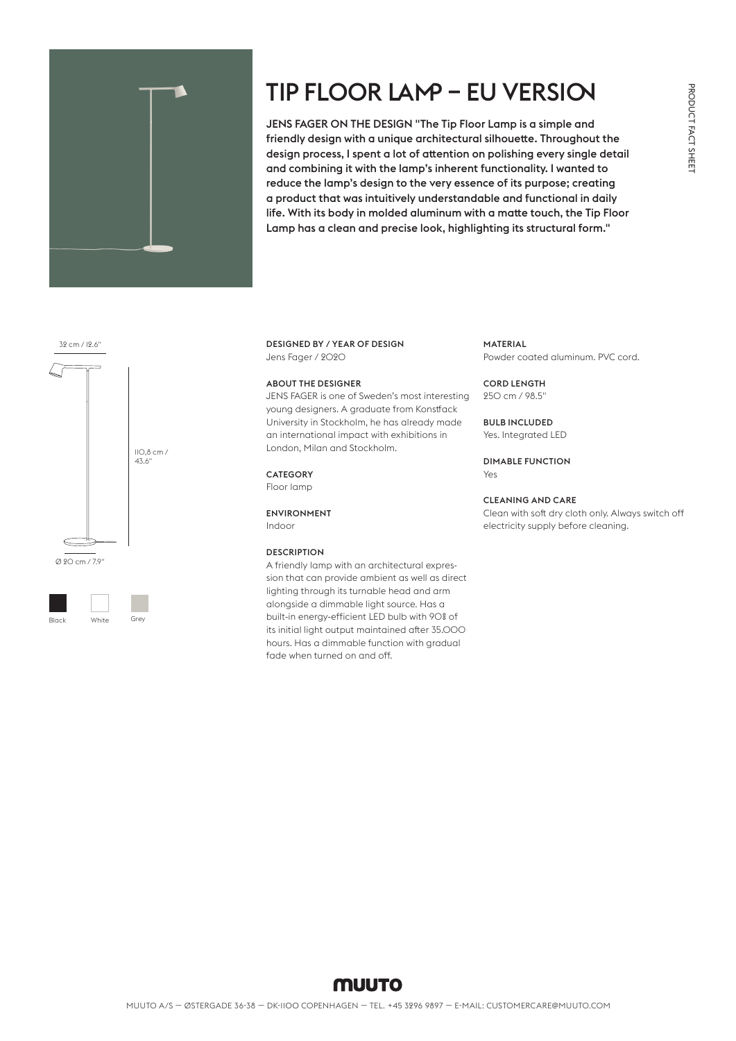# TIP FLOOR LAMP – EU VERSION

**JENS FAGER ON THE DESIGN "The Tip Floor Lamp is a simple and friendly design with a unique architectural silhouette. Throughout the design process, I spent a lot of attention on polishing every single detail and combining it with the lamp's inherent functionality. I wanted to reduce the lamp's design to the very essence of its purpose; creating a product that was intuitively understandable and functional in daily life. With its body in molded aluminum with a matte touch, the Tip Floor Lamp has a clean and precise look, highlighting its structural form."**

32 cm / 12.6"

110,8 cm / 43.6"

Ø 20 cm / 7.9"

Black White Grey

**DESIGNED BY / YEAR OF DESIGN**
Jens Fager / 2020

**ABOUT THE DESIGNER**
JENS FAGER is one of Sweden's most interesting young designers. A graduate from Konstfack University in Stockholm, he has already made an international impact with exhibitions in London, Milan and Stockholm.

**CATEGORY**
Floor lamp

**ENVIRONMENT**
Indoor

**DESCRIPTION**
A friendly lamp with an architectural expression that can provide ambient as well as direct lighting through its turnable head and arm alongside a dimmable light source. Has a built-in energy-efficient LED bulb with 90% of its initial light output maintained after 35.000 hours. Has a dimmable function with gradual fade when turned on and off.

**MATERIAL**
Powder coated aluminum. PVC cord.

**CORD LENGTH**
250 cm / 98.5"

**BULB INCLUDED**
Yes. Integrated LED

**DIMABLE FUNCTION**
Yes

**CLEANING AND CARE**
Clean with soft dry cloth only. Always switch off electricity supply before cleaning.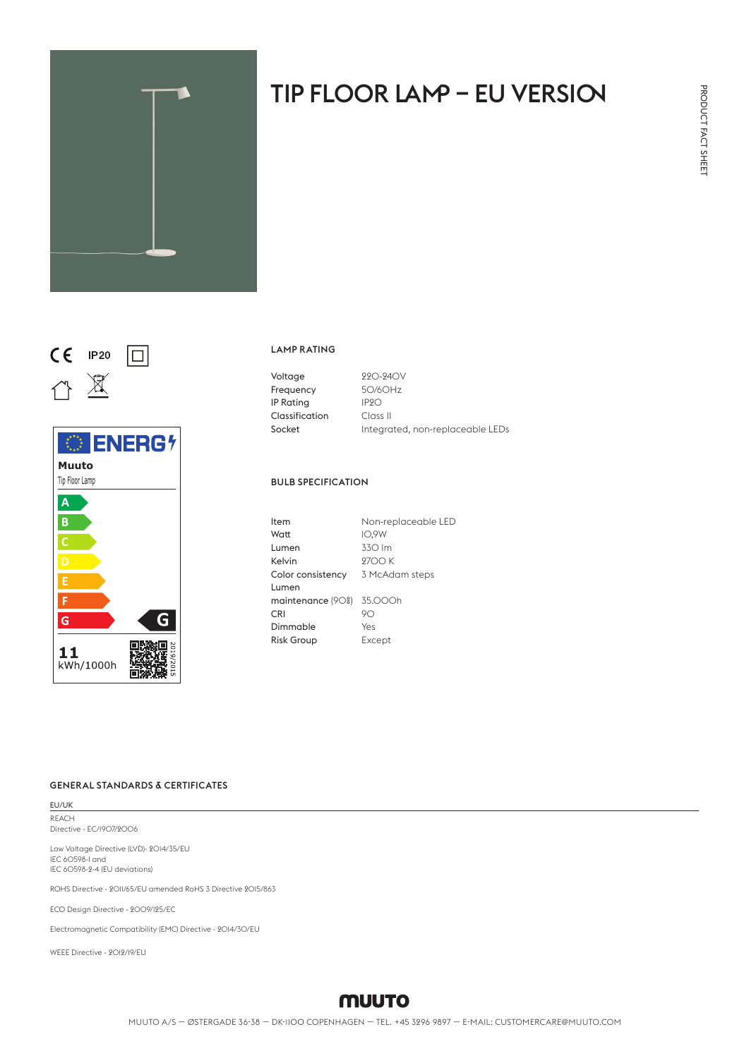# TIP FLOOR LAMP – EU VERSION

PRODUCT FACT SHEET

CE IP20

ENERG
Muuto
Tip Floor Lamp
A
B
C
D
E
F
G
G
11 kWh/1000h
2019/2015

## LAMP RATING

| | |
|---|---|
| Voltage | 220-240V |
| Frequency | 50/60Hz |
| IP Rating | IP20 |
| Classification | Class II |
| Socket | Integrated, non-replaceable LEDs |

## BULB SPECIFICATION

| | |
|---|---|
| Item | Non-replaceable LED |
| Watt | 10,9W |
| Lumen | 330 lm |
| Kelvin | 2700 K |
| Color consistency | 3 McAdam steps |
| Lumen maintenance (90%) | 35.000h |
| CRI | 90 |
| Dimmable | Yes |
| Risk Group | Except |

## GENERAL STANDARDS & CERTIFICATES

EU/UK

REACH
Directive - EC/1907/2006

Low Voltage Directive (LVD)- 2014/35/EU
IEC 60598-1 and
IEC 60598-2-4 (EU deviations)

ROHS Directive - 2011/65/EU amended RoHS 3 Directive 2015/863

ECO Design Directive - 2009/125/EC

Electromagnetic Compatibility (EMC) Directive - 2014/30/EU

WEEE Directive - 2012/19/EU

MUUTO

MUUTO A/S — ØSTERGADE 36-38 — DK-1100 COPENHAGEN — TEL. +45 3296 9897 — E-MAIL: CUSTOMERCARE@MUUTO.COM